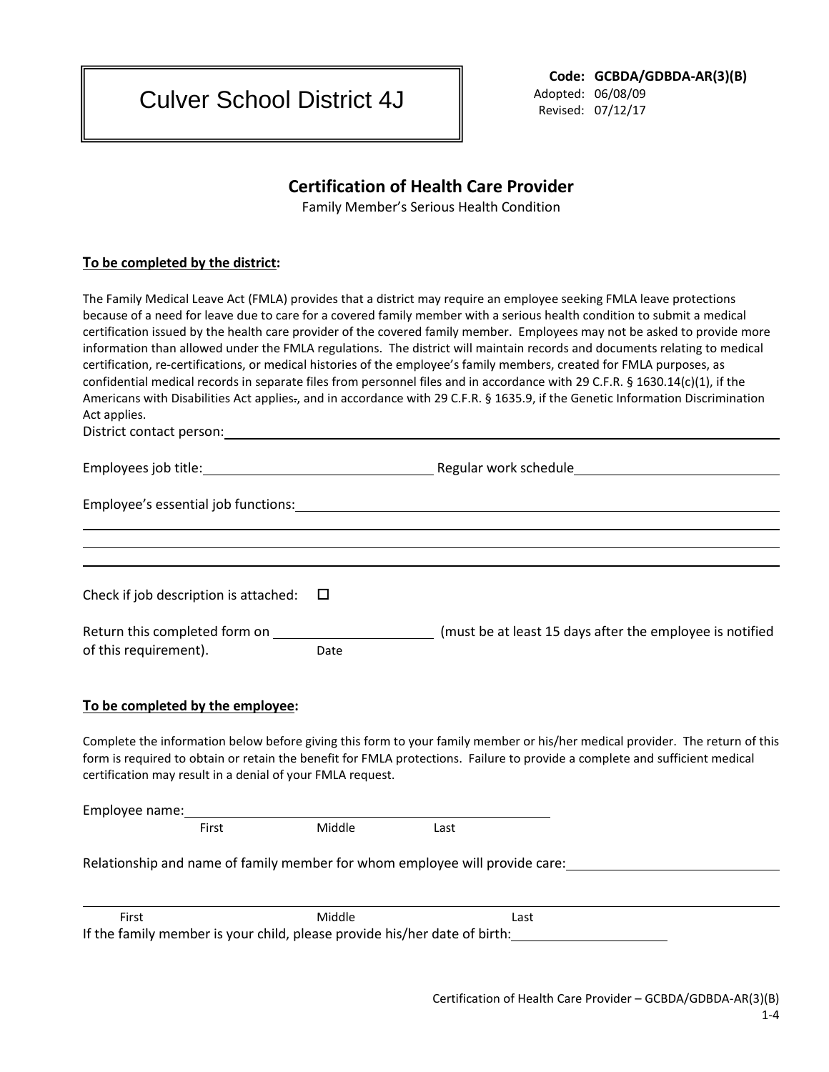# Culver School District 4J

**Code: GCBDA/GDBDA-AR(3)(B)**
Adopted: 06/08/09
Revised: 07/12/17

## Certification of Health Care Provider

Family Member's Serious Health Condition

**To be completed by the district:**

The Family Medical Leave Act (FMLA) provides that a district may require an employee seeking FMLA leave protections because of a need for leave due to care for a covered family member with a serious health condition to submit a medical certification issued by the health care provider of the covered family member. Employees may not be asked to provide more information than allowed under the FMLA regulations. The district will maintain records and documents relating to medical certification, re-certifications, or medical histories of the employee's family members, created for FMLA purposes, as confidential medical records in separate files from personnel files and in accordance with 29 C.F.R. § 1630.14(c)(1), if the Americans with Disabilities Act applies., and in accordance with 29 C.F.R. § 1635.9, if the Genetic Information Discrimination Act applies.

District contact person: ____________________________________________

Employees job title: ______________________ Regular work schedule ______________________

Employee's essential job functions: ____________________________________________

____________________________________________

____________________________________________

____________________________________________

Check if job description is attached: ☐

Return this completed form on ______________ (must be at least 15 days after the employee is notified of this requirement).
Date

**To be completed by the employee:**

Complete the information below before giving this form to your family member or his/her medical provider. The return of this form is required to obtain or retain the benefit for FMLA protections. Failure to provide a complete and sufficient medical certification may result in a denial of your FMLA request.

Employee name: ____________________________________________
First Middle Last

Relationship and name of family member for whom employee will provide care: ______________________

____________________________________________
First Middle Last

If the family member is your child, please provide his/her date of birth: ______________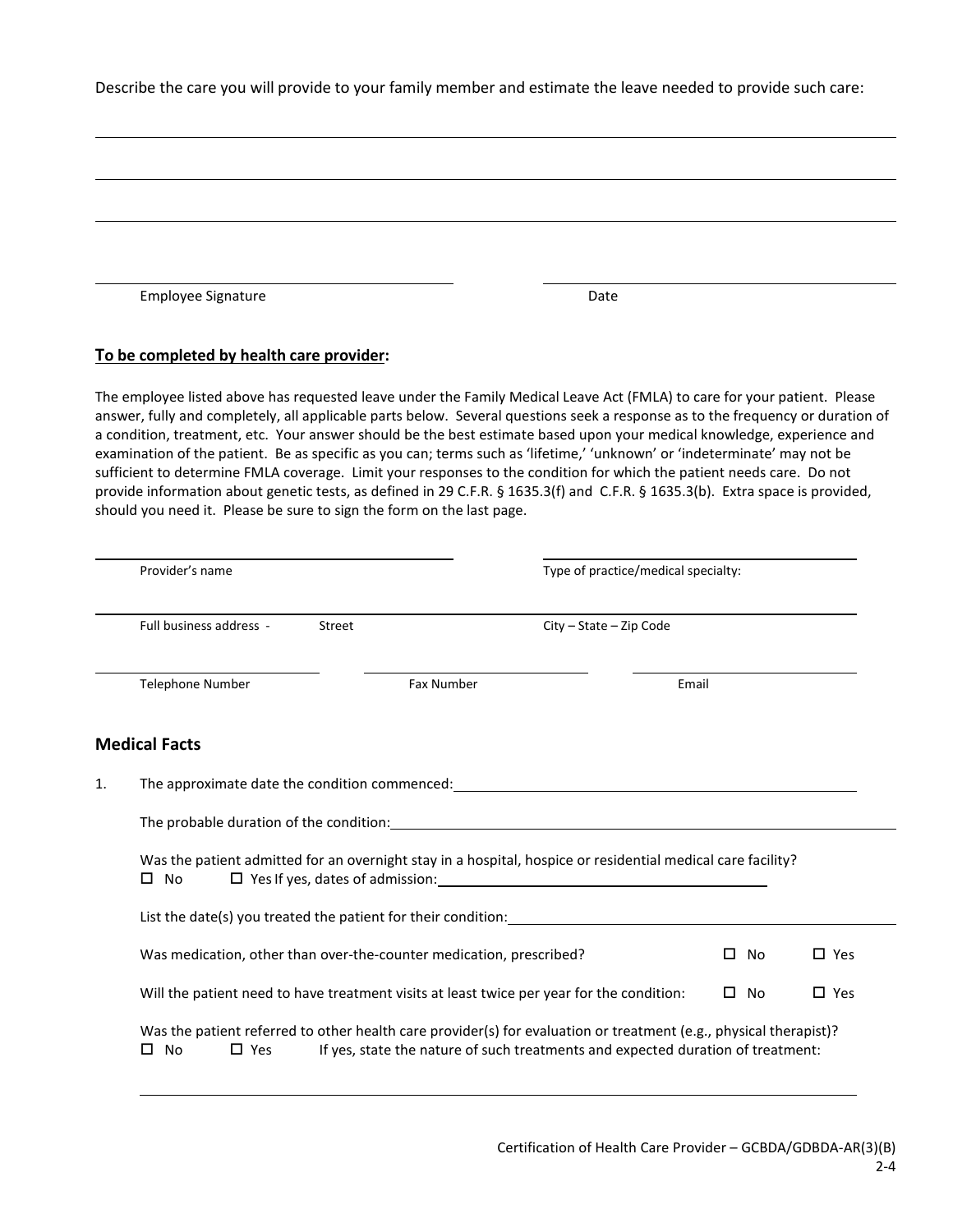Describe the care you will provide to your family member and estimate the leave needed to provide such care:

\_\_\_\_\_\_\_\_\_\_\_\_\_\_\_\_\_\_\_\_\_\_\_\_\_\_\_\_\_\_\_\_\_\_\_\_\_\_\_\_\_\_\_\_\_\_\_\_\_\_\_\_\_\_\_\_\_\_\_\_\_\_\_\_\_\_\_\_\_\_\_\_\_\_\_\_\_\_

\_\_\_\_\_\_\_\_\_\_\_\_\_\_\_\_\_\_\_\_\_\_\_\_\_\_\_\_\_\_\_\_\_\_\_\_\_\_\_\_\_\_\_\_\_\_\_\_\_\_\_\_\_\_\_\_\_\_\_\_\_\_\_\_\_\_\_\_\_\_\_\_\_\_\_\_\_\_

\_\_\_\_\_\_\_\_\_\_\_\_\_\_\_\_\_\_\_\_\_\_\_\_\_\_\_\_\_\_\_\_\_\_\_\_\_\_\_\_\_\_\_\_\_\_\_\_\_\_\_\_\_\_\_\_\_\_\_\_\_\_\_\_\_\_\_\_\_\_\_\_\_\_\_\_\_\_

| Employee Signature | Date |
|---|---|

**To be completed by health care provider:**

The employee listed above has requested leave under the Family Medical Leave Act (FMLA) to care for your patient. Please answer, fully and completely, all applicable parts below. Several questions seek a response as to the frequency or duration of a condition, treatment, etc. Your answer should be the best estimate based upon your medical knowledge, experience and examination of the patient. Be as specific as you can; terms such as 'lifetime,' 'unknown' or 'indeterminate' may not be sufficient to determine FMLA coverage. Limit your responses to the condition for which the patient needs care. Do not provide information about genetic tests, as defined in 29 C.F.R. § 1635.3(f) and C.F.R. § 1635.3(b). Extra space is provided, should you need it. Please be sure to sign the form on the last page.

| Provider's name | Type of practice/medical specialty: |
|---|---|

| Full business address - Street | City – State – Zip Code |
|---|---|

| Telephone Number | Fax Number | Email |
|---|---|---|

## Medical Facts

1. The approximate date the condition commenced: \_\_\_\_\_\_\_\_\_\_\_\_\_\_\_\_\_\_\_\_

   The probable duration of the condition: \_\_\_\_\_\_\_\_\_\_\_\_\_\_\_\_\_\_\_\_

   Was the patient admitted for an overnight stay in a hospital, hospice or residential medical care facility?
   ☐ No ☐ Yes If yes, dates of admission: \_\_\_\_\_\_\_\_\_\_\_\_\_\_\_\_\_\_\_\_

   List the date(s) you treated the patient for their condition: \_\_\_\_\_\_\_\_\_\_\_\_\_\_\_\_\_\_\_\_

   Was medication, other than over-the-counter medication, prescribed? ☐ No ☐ Yes

   Will the patient need to have treatment visits at least twice per year for the condition: ☐ No ☐ Yes

   Was the patient referred to other health care provider(s) for evaluation or treatment (e.g., physical therapist)?
   ☐ No ☐ Yes If yes, state the nature of such treatments and expected duration of treatment:

   \_\_\_\_\_\_\_\_\_\_\_\_\_\_\_\_\_\_\_\_\_\_\_\_\_\_\_\_\_\_\_\_\_\_\_\_\_\_\_\_\_\_\_\_\_\_\_\_\_\_\_\_\_\_\_\_\_\_\_\_\_\_\_\_\_\_\_\_\_\_\_\_\_\_\_\_\_\_

Certification of Health Care Provider – GCBDA/GDBDA-AR(3)(B)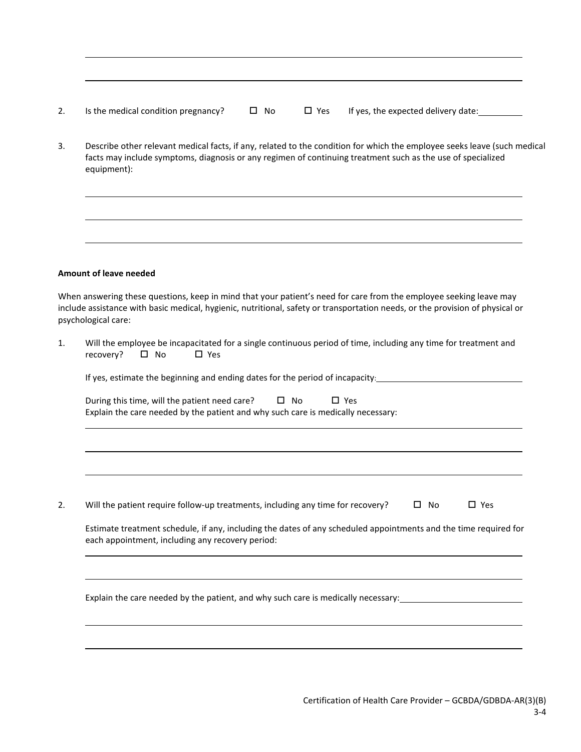\_\_\_\_\_\_\_\_\_\_\_\_\_\_\_\_\_\_\_\_\_\_\_\_\_\_\_\_\_\_\_\_\_\_\_\_\_\_\_\_\_\_\_\_\_\_\_\_\_\_\_\_\_\_\_\_\_\_\_\_\_\_\_\_\_\_\_\_\_\_\_\_\_\_\_\_\_\_

\_\_\_\_\_\_\_\_\_\_\_\_\_\_\_\_\_\_\_\_\_\_\_\_\_\_\_\_\_\_\_\_\_\_\_\_\_\_\_\_\_\_\_\_\_\_\_\_\_\_\_\_\_\_\_\_\_\_\_\_\_\_\_\_\_\_\_\_\_\_\_\_\_\_\_\_\_\_

2. Is the medical condition pregnancy? ☐ No ☐ Yes If yes, the expected delivery date:\_\_\_\_\_\_\_\_\_\_

3. Describe other relevant medical facts, if any, related to the condition for which the employee seeks leave (such medical facts may include symptoms, diagnosis or any regimen of continuing treatment such as the use of specialized equipment):

\_\_\_\_\_\_\_\_\_\_\_\_\_\_\_\_\_\_\_\_\_\_\_\_\_\_\_\_\_\_\_\_\_\_\_\_\_\_\_\_\_\_\_\_\_\_\_\_\_\_\_\_\_\_\_\_\_\_\_\_\_\_\_\_\_\_\_\_\_\_\_\_\_\_\_\_\_\_

\_\_\_\_\_\_\_\_\_\_\_\_\_\_\_\_\_\_\_\_\_\_\_\_\_\_\_\_\_\_\_\_\_\_\_\_\_\_\_\_\_\_\_\_\_\_\_\_\_\_\_\_\_\_\_\_\_\_\_\_\_\_\_\_\_\_\_\_\_\_\_\_\_\_\_\_\_\_

\_\_\_\_\_\_\_\_\_\_\_\_\_\_\_\_\_\_\_\_\_\_\_\_\_\_\_\_\_\_\_\_\_\_\_\_\_\_\_\_\_\_\_\_\_\_\_\_\_\_\_\_\_\_\_\_\_\_\_\_\_\_\_\_\_\_\_\_\_\_\_\_\_\_\_\_\_\_

**Amount of leave needed**

When answering these questions, keep in mind that your patient's need for care from the employee seeking leave may include assistance with basic medical, hygienic, nutritional, safety or transportation needs, or the provision of physical or psychological care:

1. Will the employee be incapacitated for a single continuous period of time, including any time for treatment and recovery? ☐ No ☐ Yes

   If yes, estimate the beginning and ending dates for the period of incapacity:\_\_\_\_\_\_\_\_\_\_\_\_\_\_\_\_\_\_\_\_\_\_\_\_\_\_\_\_

   During this time, will the patient need care? ☐ No ☐ Yes
   Explain the care needed by the patient and why such care is medically necessary:

   \_\_\_\_\_\_\_\_\_\_\_\_\_\_\_\_\_\_\_\_\_\_\_\_\_\_\_\_\_\_\_\_\_\_\_\_\_\_\_\_\_\_\_\_\_\_\_\_\_\_\_\_\_\_\_\_\_\_\_\_\_\_\_\_\_\_\_\_\_\_\_\_\_\_\_\_\_\_

   \_\_\_\_\_\_\_\_\_\_\_\_\_\_\_\_\_\_\_\_\_\_\_\_\_\_\_\_\_\_\_\_\_\_\_\_\_\_\_\_\_\_\_\_\_\_\_\_\_\_\_\_\_\_\_\_\_\_\_\_\_\_\_\_\_\_\_\_\_\_\_\_\_\_\_\_\_\_

   \_\_\_\_\_\_\_\_\_\_\_\_\_\_\_\_\_\_\_\_\_\_\_\_\_\_\_\_\_\_\_\_\_\_\_\_\_\_\_\_\_\_\_\_\_\_\_\_\_\_\_\_\_\_\_\_\_\_\_\_\_\_\_\_\_\_\_\_\_\_\_\_\_\_\_\_\_\_

2. Will the patient require follow-up treatments, including any time for recovery? ☐ No ☐ Yes

   Estimate treatment schedule, if any, including the dates of any scheduled appointments and the time required for each appointment, including any recovery period:

   \_\_\_\_\_\_\_\_\_\_\_\_\_\_\_\_\_\_\_\_\_\_\_\_\_\_\_\_\_\_\_\_\_\_\_\_\_\_\_\_\_\_\_\_\_\_\_\_\_\_\_\_\_\_\_\_\_\_\_\_\_\_\_\_\_\_\_\_\_\_\_\_\_\_\_\_\_\_

   \_\_\_\_\_\_\_\_\_\_\_\_\_\_\_\_\_\_\_\_\_\_\_\_\_\_\_\_\_\_\_\_\_\_\_\_\_\_\_\_\_\_\_\_\_\_\_\_\_\_\_\_\_\_\_\_\_\_\_\_\_\_\_\_\_\_\_\_\_\_\_\_\_\_\_\_\_\_

   Explain the care needed by the patient, and why such care is medically necessary:\_\_\_\_\_\_\_\_\_\_\_\_\_\_\_\_\_\_\_\_\_\_\_\_

   \_\_\_\_\_\_\_\_\_\_\_\_\_\_\_\_\_\_\_\_\_\_\_\_\_\_\_\_\_\_\_\_\_\_\_\_\_\_\_\_\_\_\_\_\_\_\_\_\_\_\_\_\_\_\_\_\_\_\_\_\_\_\_\_\_\_\_\_\_\_\_\_\_\_\_\_\_\_

   \_\_\_\_\_\_\_\_\_\_\_\_\_\_\_\_\_\_\_\_\_\_\_\_\_\_\_\_\_\_\_\_\_\_\_\_\_\_\_\_\_\_\_\_\_\_\_\_\_\_\_\_\_\_\_\_\_\_\_\_\_\_\_\_\_\_\_\_\_\_\_\_\_\_\_\_\_\_

Certification of Health Care Provider – GCBDA/GDBDA-AR(3)(B)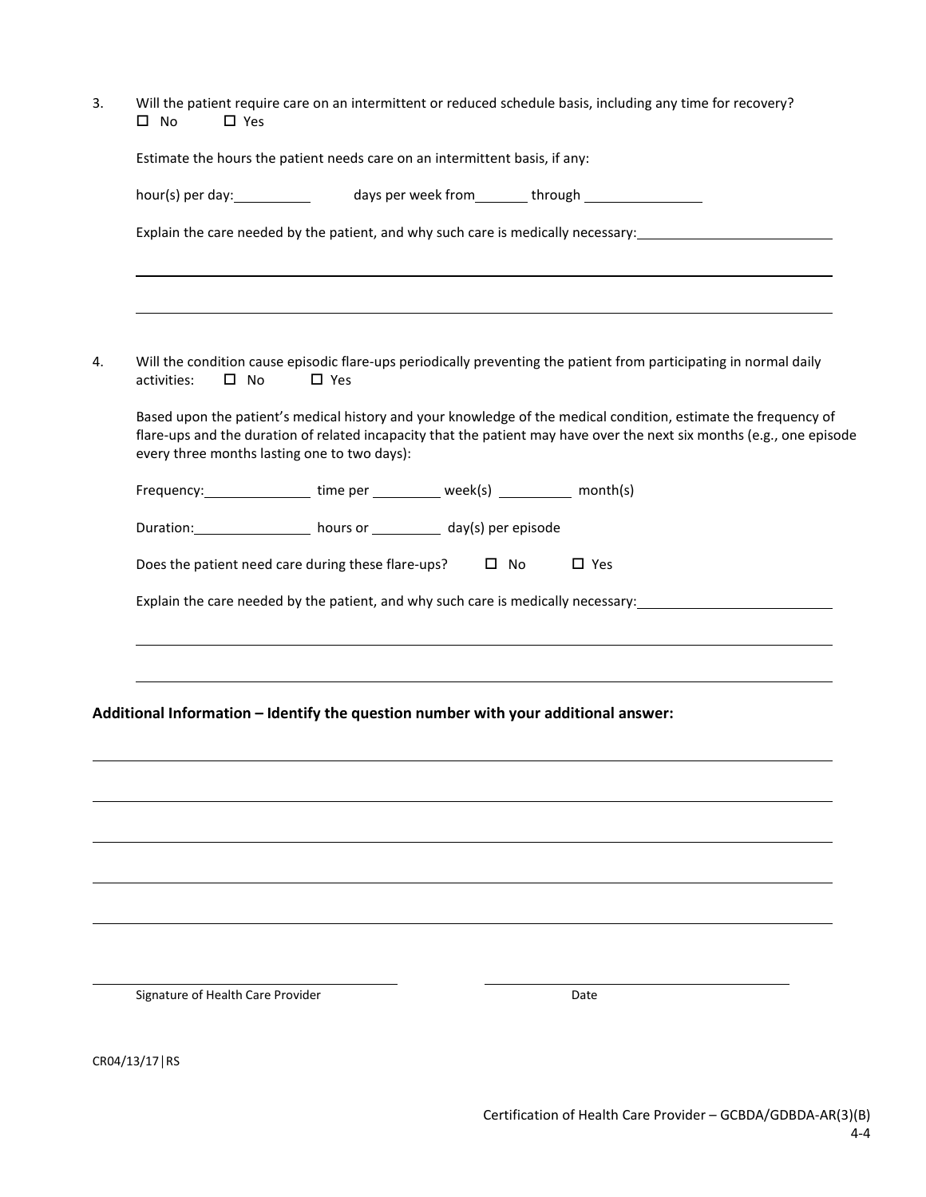3. Will the patient require care on an intermittent or reduced schedule basis, including any time for recovery?
   ☐ No ☐ Yes

   Estimate the hours the patient needs care on an intermittent basis, if any:

   hour(s) per day: __________ days per week from _______ through _______________

   Explain the care needed by the patient, and why such care is medically necessary: ________________________

   ______________________________________________________________________________

   ______________________________________________________________________________

4. Will the condition cause episodic flare-ups periodically preventing the patient from participating in normal daily activities: ☐ No ☐ Yes

   Based upon the patient's medical history and your knowledge of the medical condition, estimate the frequency of flare-ups and the duration of related incapacity that the patient may have over the next six months (e.g., one episode every three months lasting one to two days):

   Frequency: ______________ time per _________ week(s) _________ month(s)

   Duration: ________________ hours or _________ day(s) per episode

   Does the patient need care during these flare-ups? ☐ No ☐ Yes

   Explain the care needed by the patient, and why such care is medically necessary: ________________________

   ______________________________________________________________________________

   ______________________________________________________________________________

**Additional Information – Identify the question number with your additional answer:**

______________________________________________________________________________

______________________________________________________________________________

______________________________________________________________________________

______________________________________________________________________________

______________________________________________________________________________

_________________________________ _________________________________
Signature of Health Care Provider Date

CR04/13/17|RS

Certification of Health Care Provider – GCBDA/GDBDA-AR(3)(B)